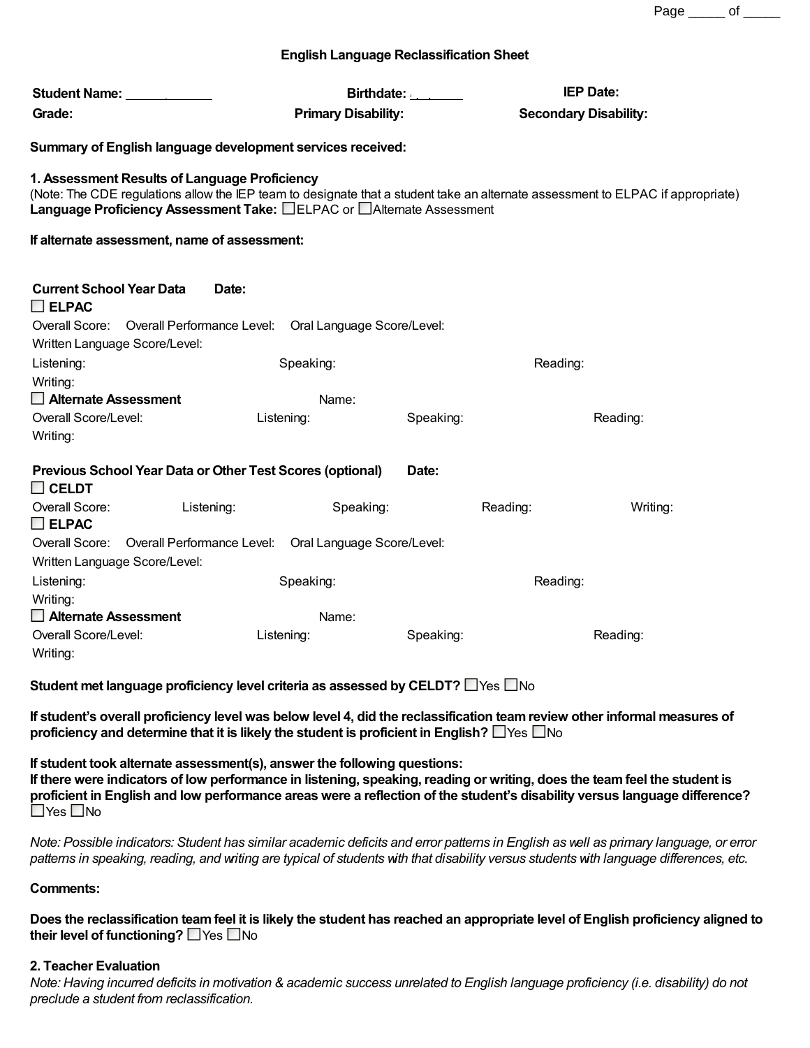## English Language Reclassification Sheet

**Student Name:** ____________ **Birthdate:** ___/___/_____ **IEP Date:**

**Grade:** **Primary Disability:** **Secondary Disability:**

**Summary of English language development services received:**

### 1. Assessment Results of Language Proficiency

(Note: The CDE regulations allow the IEP team to designate that a student take an alternate assessment to ELPAC if appropriate)

**Language Proficiency Assessment Take:** ☐ELPAC or ☐Alternate Assessment

**If alternate assessment, name of assessment:**

**Current School Year Data** **Date:**

☐ **ELPAC**

Overall Score: Overall Performance Level: Oral Language Score/Level:

Written Language Score/Level:

Listening: Speaking: Reading:

Writing:

☐ **Alternate Assessment** Name:

Overall Score/Level: Listening: Speaking: Reading:

Writing:

**Previous School Year Data or Other Test Scores (optional)** **Date:**

☐ **CELDT**

Overall Score: Listening: Speaking: Reading: Writing:

☐ **ELPAC**

Overall Score: Overall Performance Level: Oral Language Score/Level:

Written Language Score/Level:

Listening: Speaking: Reading:

Writing:

☐ **Alternate Assessment** Name:

Overall Score/Level: Listening: Speaking: Reading:

Writing:

**Student met language proficiency level criteria as assessed by CELDT?** ☐Yes ☐No

**If student's overall proficiency level was below level 4, did the reclassification team review other informal measures of proficiency and determine that it is likely the student is proficient in English?** ☐Yes ☐No

**If student took alternate assessment(s), answer the following questions:**
**If there were indicators of low performance in listening, speaking, reading or writing, does the team feel the student is proficient in English and low performance areas were a reflection of the student's disability versus language difference?**
☐Yes ☐No

*Note: Possible indicators: Student has similar academic deficits and error patterns in English as well as primary language, or error patterns in speaking, reading, and writing are typical of students with that disability versus students with language differences, etc.*

**Comments:**

**Does the reclassification team feel it is likely the student has reached an appropriate level of English proficiency aligned to their level of functioning?** ☐Yes ☐No

### 2. Teacher Evaluation

*Note: Having incurred deficits in motivation & academic success unrelated to English language proficiency (i.e. disability) do not preclude a student from reclassification.*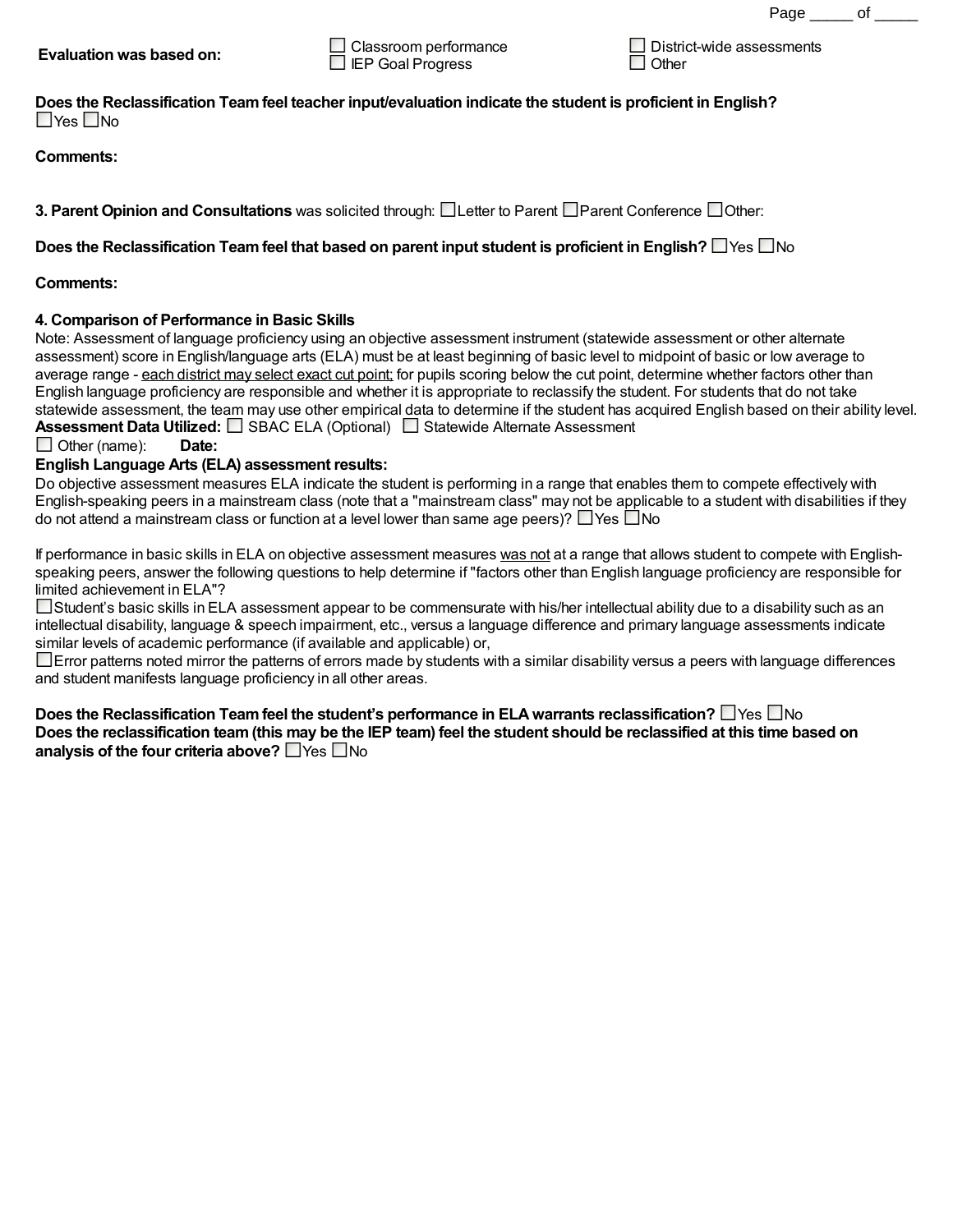**Evaluation was based on:** ☐ Classroom performance ☐ IEP Goal Progress ☐ District-wide assessments ☐ Other

**Does the Reclassification Team feel teacher input/evaluation indicate the student is proficient in English?**
☐Yes ☐No

**Comments:**

**3. Parent Opinion and Consultations** was solicited through: ☐Letter to Parent ☐Parent Conference ☐Other:

**Does the Reclassification Team feel that based on parent input student is proficient in English?** ☐Yes ☐No

**Comments:**

**4. Comparison of Performance in Basic Skills**

Note: Assessment of language proficiency using an objective assessment instrument (statewide assessment or other alternate assessment) score in English/language arts (ELA) must be at least beginning of basic level to midpoint of basic or low average to average range - each district may select exact cut point; for pupils scoring below the cut point, determine whether factors other than English language proficiency are responsible and whether it is appropriate to reclassify the student. For students that do not take statewide assessment, the team may use other empirical data to determine if the student has acquired English based on their ability level.

**Assessment Data Utilized:** ☐ SBAC ELA (Optional) ☐ Statewide Alternate Assessment
☐ Other (name): **Date:**

**English Language Arts (ELA) assessment results:**

Do objective assessment measures ELA indicate the student is performing in a range that enables them to compete effectively with English-speaking peers in a mainstream class (note that a "mainstream class" may not be applicable to a student with disabilities if they do not attend a mainstream class or function at a level lower than same age peers)? ☐Yes ☐No

If performance in basic skills in ELA on objective assessment measures was not at a range that allows student to compete with English-speaking peers, answer the following questions to help determine if "factors other than English language proficiency are responsible for limited achievement in ELA"?

☐Student's basic skills in ELA assessment appear to be commensurate with his/her intellectual ability due to a disability such as an intellectual disability, language & speech impairment, etc., versus a language difference and primary language assessments indicate similar levels of academic performance (if available and applicable) or,

☐Error patterns noted mirror the patterns of errors made by students with a similar disability versus a peers with language differences and student manifests language proficiency in all other areas.

**Does the Reclassification Team feel the student's performance in ELA warrants reclassification?** ☐Yes ☐No

**Does the reclassification team (this may be the IEP team) feel the student should be reclassified at this time based on analysis of the four criteria above?** ☐Yes ☐No